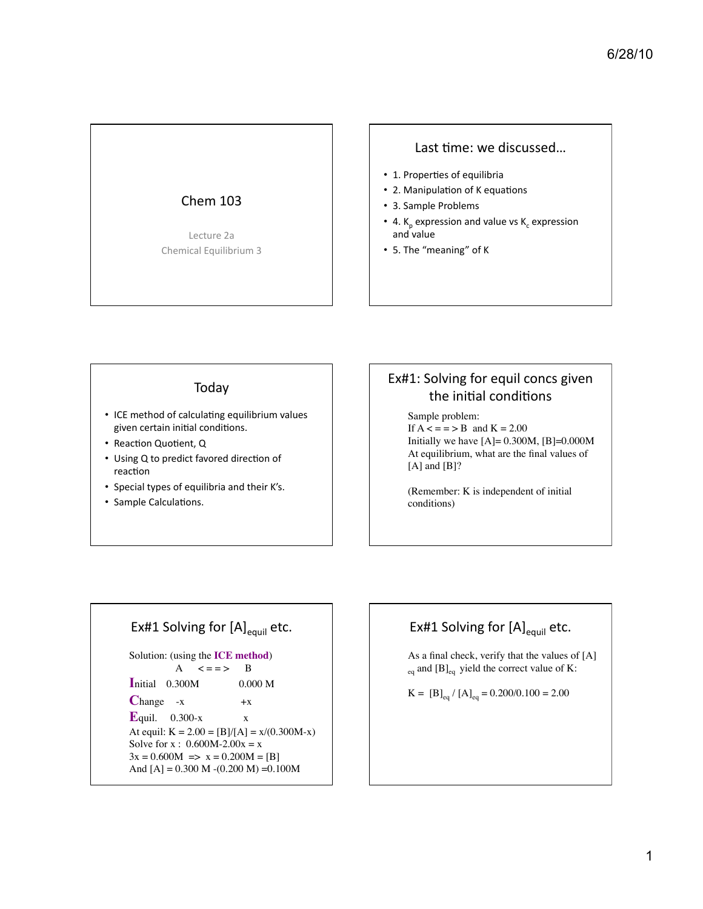## Chem 103

Lecture 2a

Chemical Equilibrium 3

## Last time: we discussed…

- 1. Properties of equilibria
- 2. Manipulation of K equations
- 3. Sample Problems
- 4. $K_p$ expression and value vs $K_c$ expression and value
- 5. The "meaning" of K

## Today

- ICE method of calculating equilibrium values given certain initial conditions.
- Reaction Quotient, Q
- Using Q to predict favored direction of reaction
- Special types of equilibria and their K's.
- Sample Calculations.

## Ex#1: Solving for equil concs given the initial conditions

Sample problem:
If A < = = > B and K = 2.00
Initially we have [A]= 0.300M, [B]=0.000M
At equilibrium, what are the final values of [A] and [B]?

(Remember: K is independent of initial conditions)

## Ex#1 Solving for $[A]_{equil}$ etc.

Solution: (using the **ICE method**)

| | A < = = > | B |
|---|---|---|
| **I**nitial | 0.300M | 0.000 M |
| **C**hange | -x | +x |
| **E**quil. | 0.300-x | x |

At equil: K = 2.00 = [B]/[A] = x/(0.300M-x)
Solve for x : 0.600M-2.00x = x
3x = 0.600M => x = 0.200M = [B]
And [A] = 0.300 M -(0.200 M) =0.100M

## Ex#1 Solving for $[A]_{equil}$ etc.

As a final check, verify that the values of $[A]_{eq}$ and $[B]_{eq}$ yield the correct value of K:

$K = [B]_{eq} / [A]_{eq} = 0.200/0.100 = 2.00$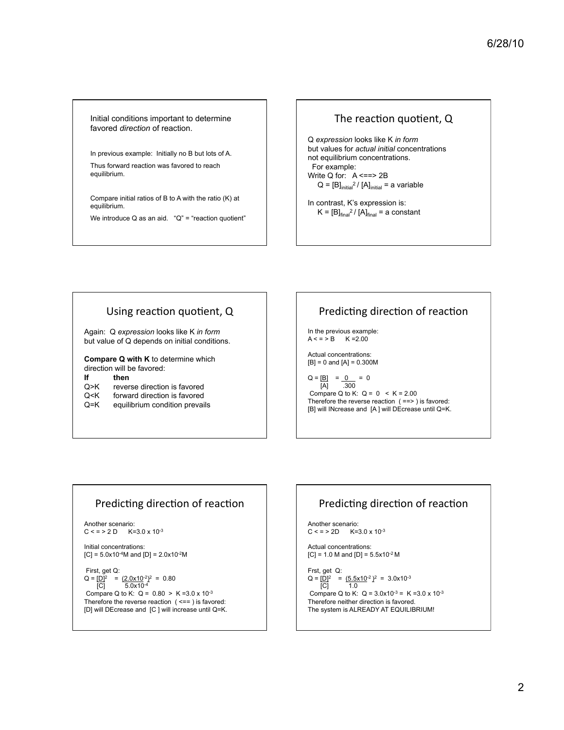Initial conditions important to determine favored *direction* of reaction.

In previous example: Initially no B but lots of A.

Thus forward reaction was favored to reach equilibrium.

Compare initial ratios of B to A with the ratio (K) at equilibrium.

We introduce Q as an aid. "Q" = "reaction quotient"

## The reaction quotient, Q

Q *expression* looks like K *in form* but values for *actual initial* concentrations not equilibrium concentrations.

For example:

Write Q for: A <==> 2B

$Q = [B]_{initial}^2 / [A]_{initial}$ = a variable

In contrast, K's expression is:

$K = [B]_{final}^2 / [A]_{final}$ = a constant

## Using reaction quotient, Q

Again: Q *expression* looks like K *in form* but value of Q depends on initial conditions.

**Compare Q with K** to determine which direction will be favored:

| **If** | **then** |
|---|---|
| Q>K | reverse direction is favored |
| Q<K | forward direction is favored |
| Q=K | equilibrium condition prevails |

## Predicting direction of reaction

In the previous example:

A < = > B K =2.00

Actual concentrations:

[B] = 0 and [A] = 0.300M

$$Q = \frac{[B]}{[A]} = \frac{0}{.300} = 0$$

Compare Q to K: Q = 0 < K = 2.00

Therefore the reverse reaction ( ==> ) is favored:

[B] will INcrease and [A ] will DEcrease until Q=K.

## Predicting direction of reaction

Another scenario:

C < = > 2 D K=$3.0 \times 10^{-3}$

Initial concentrations:

[C] = $5.0 \times 10^{-4}$M and [D] = $2.0 \times 10^{-2}$M

First, get Q:

$$Q = \frac{[D]^2}{[C]} = \frac{(2.0 \times 10^{-2})^2}{5.0 \times 10^{-4}} = 0.80$$

Compare Q to K: Q = 0.80 > K =$3.0 \times 10^{-3}$

Therefore the reverse reaction ( <== ) is favored:

[D] will DEcrease and [C ] will increase until Q=K.

## Predicting direction of reaction

Another scenario:

C < = > 2D K=$3.0 \times 10^{-3}$

Actual concentrations:

[C] = 1.0 M and [D] = $5.5 \times 10^{-2}$ M

Frst, get Q:

$$Q = \frac{[D]^2}{[C]} = \frac{(5.5 \times 10^{-2})^2}{1.0} = 3.0 \times 10^{-3}$$

Compare Q to K: Q = $3.0 \times 10^{-3}$ = K =$3.0 \times 10^{-3}$

Therefore neither direction is favored.

The system is ALREADY AT EQUILIBRIUM!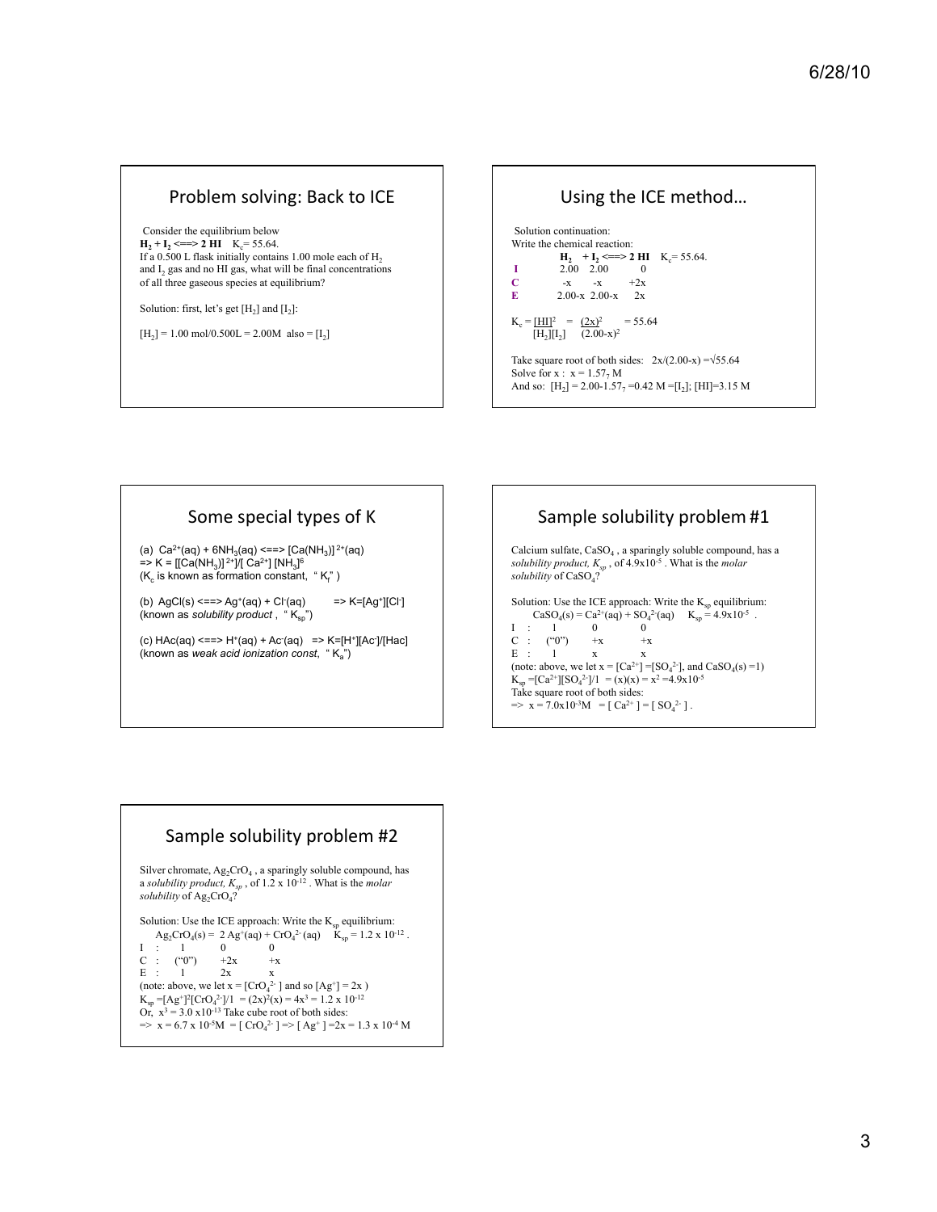## Problem solving: Back to ICE

Consider the equilibrium below

$H_2 + I_2 \Longleftrightarrow 2\,HI$  $K_c = 55.64$.

If a 0.500 L flask initially contains 1.00 mole each of $H_2$ and $I_2$ gas and no HI gas, what will be final concentrations of all three gaseous species at equilibrium?

Solution: first, let's get $[H_2]$ and $[I_2]$:

$[H_2] = 1.00\ \text{mol}/0.500\text{L} = 2.00\text{M}$ also $= [I_2]$

## Using the ICE method…

Solution continuation:

Write the chemical reaction:

| | $H_2$ | $+ I_2$ | $\Longleftrightarrow 2\,HI$ |
|---|---|---|---|
| **I** | 2.00 | 2.00 | 0 |
| **C** | -x | -x | +2x |
| **E** | 2.00-x | 2.00-x | 2x |

$K_c = 55.64$.

$$K_c = \frac{[HI]^2}{[H_2][I_2]} = \frac{(2x)^2}{(2.00-x)^2} = 55.64$$

Take square root of both sides: $2x/(2.00-x) = \sqrt{55.64}$

Solve for x : $x = 1.57_7$ M

And so: $[H_2] = 2.00-1.57_7 = 0.42$ M $= [I_2]$; $[HI] = 3.15$ M

## Some special types of K

(a) $Ca^{2+}(aq) + 6NH_3(aq) \Longleftrightarrow [Ca(NH_3)]^{2+}(aq)$
=> $K = [[Ca(NH_3)]^{2+}]/[Ca^{2+}][NH_3]^6$
($K_c$ is known as formation constant, " $K_f$" )

(b) $AgCl(s) \Longleftrightarrow Ag^+(aq) + Cl^-(aq)$  => $K=[Ag^+][Cl^-]$
(known as *solubility product* , " $K_{sp}$")

(c) $HAc(aq) \Longleftrightarrow H^+(aq) + Ac^-(aq)$  => $K=[H^+][Ac^-]/[Hac]$
(known as *weak acid ionization const*, " $K_a$")

## Sample solubility problem #1

Calcium sulfate, $CaSO_4$ , a sparingly soluble compound, has a *solubility product, $K_{sp}$* , of $4.9\text{x}10^{-5}$ . What is the *molar solubility* of $CaSO_4$?

Solution: Use the ICE approach: Write the $K_{sp}$ equilibrium:

$CaSO_4(s) = Ca^{2+}(aq) + SO_4^{2-}(aq)$  $K_{sp} = 4.9\text{x}10^{-5}$ .

| | $CaSO_4(s)$ | $Ca^{2+}$ | $SO_4^{2-}$ |
|---|---|---|---|
| I : | 1 | 0 | 0 |
| C : | ("0") | +x | +x |
| E : | 1 | x | x |

(note: above, we let $x = [Ca^{2+}] = [SO_4^{2-}]$, and $CaSO_4(s) = 1$)

$K_{sp} = [Ca^{2+}][SO_4^{2-}]/1 = (x)(x) = x^2 = 4.9\text{x}10^{-5}$

Take square root of both sides:

=> $x = 7.0\text{x}10^{-3}\text{M} = [Ca^{2+}] = [SO_4^{2-}]$ .

## Sample solubility problem #2

Silver chromate, $Ag_2CrO_4$ , a sparingly soluble compound, has a *solubility product, $K_{sp}$* , of $1.2 \times 10^{-12}$ . What is the *molar solubility* of $Ag_2CrO_4$?

Solution: Use the ICE approach: Write the $K_{sp}$ equilibrium:

$Ag_2CrO_4(s) = 2\,Ag^+(aq) + CrO_4^{2-}(aq)$  $K_{sp} = 1.2 \times 10^{-12}$ .

| | $Ag_2CrO_4(s)$ | $Ag^+$ | $CrO_4^{2-}$ |
|---|---|---|---|
| I : | 1 | 0 | 0 |
| C : | ("0") | +2x | +x |
| E : | 1 | 2x | x |

(note: above, we let $x = [CrO_4^{2-}]$ and so $[Ag^+] = 2x$ )

$K_{sp} = [Ag^+]^2[CrO_4^{2-}]/1 = (2x)^2(x) = 4x^3 = 1.2 \times 10^{-12}$

Or, $x^3 = 3.0 \times 10^{-13}$ Take cube root of both sides:

=> $x = 6.7 \times 10^{-5}\text{M} = [CrO_4^{2-}]$ => $[Ag^+] = 2x = 1.3 \times 10^{-4}$ M